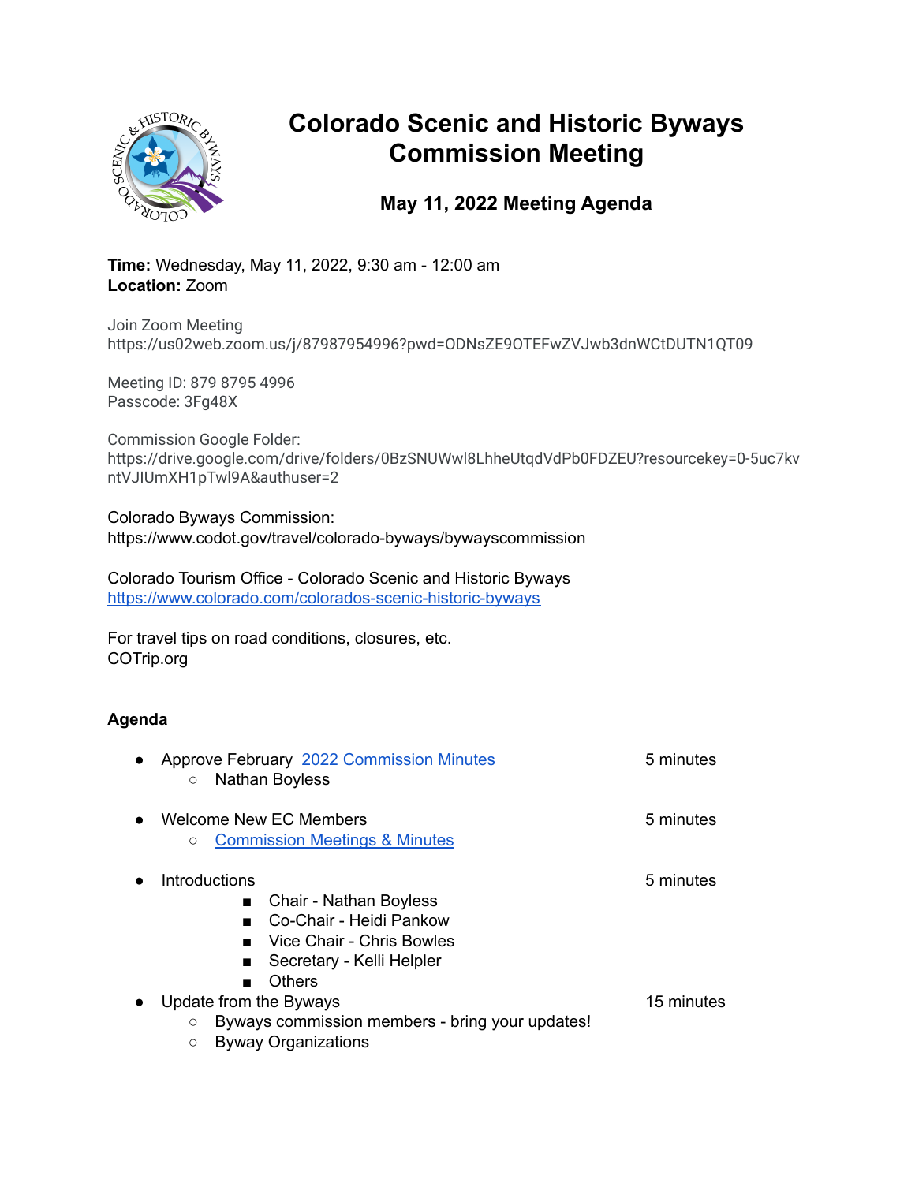# Colorado Scenic and Historic Byways Commission Meeting

## May 11, 2022 Meeting Agenda

**Time:** Wednesday, May 11, 2022, 9:30 am - 12:00 am
**Location:** Zoom

Join Zoom Meeting
https://us02web.zoom.us/j/87987954996?pwd=ODNsZE9OTEFwZVJwb3dnWCtDUTN1QT09

Meeting ID: 879 8795 4996
Passcode: 3Fg48X

Commission Google Folder:
https://drive.google.com/drive/folders/0BzSNUWwl8LhheUtqdVdPb0FDZEU?resourcekey=0-5uc7kvntVJlUmXH1pTwl9A&authuser=2

Colorado Byways Commission:
https://www.codot.gov/travel/colorado-byways/bywayscommission

Colorado Tourism Office - Colorado Scenic and Historic Byways
https://www.colorado.com/colorados-scenic-historic-byways

For travel tips on road conditions, closures, etc.
COTrip.org

**Agenda**

- Approve February 2022 Commission Minutes — 5 minutes
  - Nathan Boyless
- Welcome New EC Members — 5 minutes
  - Commission Meetings & Minutes
- Introductions — 5 minutes
  - Chair - Nathan Boyless
  - Co-Chair - Heidi Pankow
  - Vice Chair - Chris Bowles
  - Secretary - Kelli Helpler
  - Others
- Update from the Byways — 15 minutes
  - Byways commission members - bring your updates!
  - Byway Organizations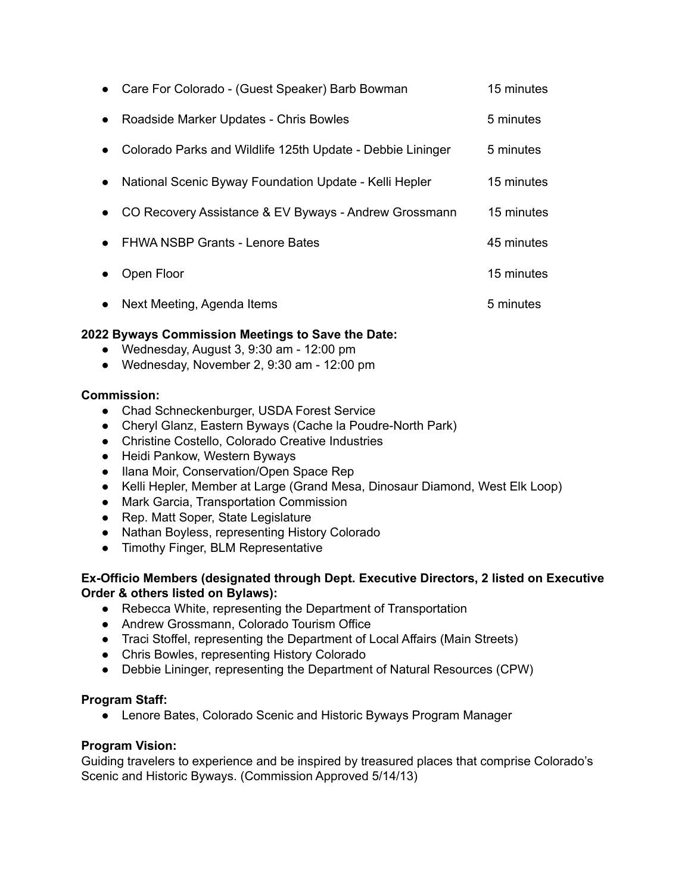- Care For Colorado - (Guest Speaker) Barb Bowman 15 minutes
- Roadside Marker Updates - Chris Bowles 5 minutes
- Colorado Parks and Wildlife 125th Update - Debbie Lininger 5 minutes
- National Scenic Byway Foundation Update - Kelli Hepler 15 minutes
- CO Recovery Assistance & EV Byways - Andrew Grossmann 15 minutes
- FHWA NSBP Grants - Lenore Bates 45 minutes
- Open Floor 15 minutes
- Next Meeting, Agenda Items 5 minutes

**2022 Byways Commission Meetings to Save the Date:**

- Wednesday, August 3, 9:30 am - 12:00 pm
- Wednesday, November 2, 9:30 am - 12:00 pm

**Commission:**

- Chad Schneckenburger, USDA Forest Service
- Cheryl Glanz, Eastern Byways (Cache la Poudre-North Park)
- Christine Costello, Colorado Creative Industries
- Heidi Pankow, Western Byways
- Ilana Moir, Conservation/Open Space Rep
- Kelli Hepler, Member at Large (Grand Mesa, Dinosaur Diamond, West Elk Loop)
- Mark Garcia, Transportation Commission
- Rep. Matt Soper, State Legislature
- Nathan Boyless, representing History Colorado
- Timothy Finger, BLM Representative

**Ex-Officio Members (designated through Dept. Executive Directors, 2 listed on Executive Order & others listed on Bylaws):**

- Rebecca White, representing the Department of Transportation
- Andrew Grossmann, Colorado Tourism Office
- Traci Stoffel, representing the Department of Local Affairs (Main Streets)
- Chris Bowles, representing History Colorado
- Debbie Lininger, representing the Department of Natural Resources (CPW)

**Program Staff:**

- Lenore Bates, Colorado Scenic and Historic Byways Program Manager

**Program Vision:**

Guiding travelers to experience and be inspired by treasured places that comprise Colorado's Scenic and Historic Byways. (Commission Approved 5/14/13)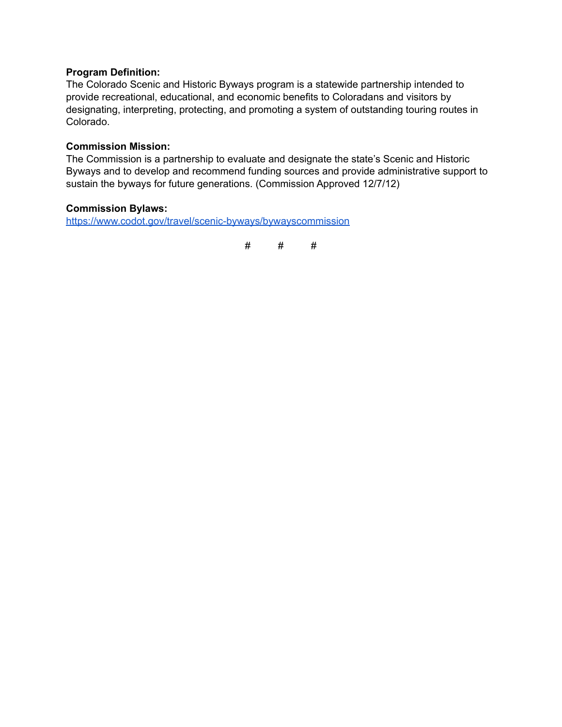**Program Definition:**
The Colorado Scenic and Historic Byways program is a statewide partnership intended to provide recreational, educational, and economic benefits to Coloradans and visitors by designating, interpreting, protecting, and promoting a system of outstanding touring routes in Colorado.

**Commission Mission:**
The Commission is a partnership to evaluate and designate the state's Scenic and Historic Byways and to develop and recommend funding sources and provide administrative support to sustain the byways for future generations. (Commission Approved 12/7/12)

**Commission Bylaws:**
https://www.codot.gov/travel/scenic-byways/bywayscommission

# # #